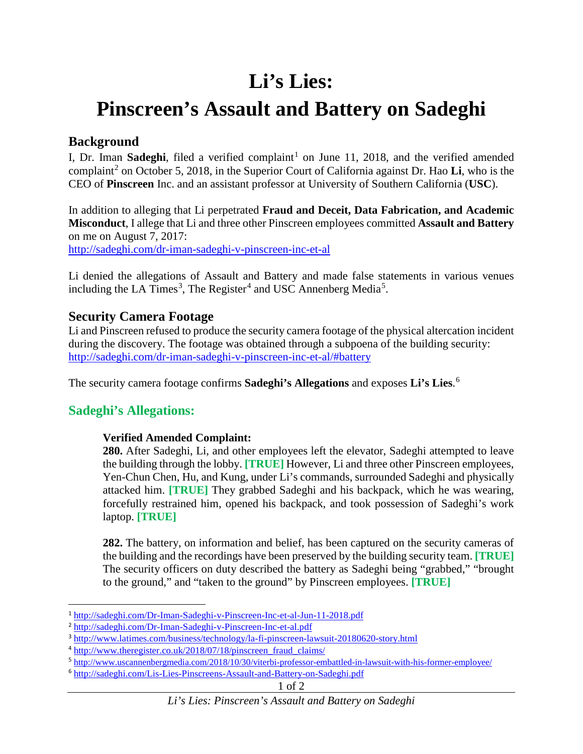# Li's Lies:

# Pinscreen's Assault and Battery on Sadeghi

## Background

I, Dr. Iman **Sadeghi**, filed a verified complaint[1] on June 11, 2018, and the verified amended complaint[2] on October 5, 2018, in the Superior Court of California against Dr. Hao **Li**, who is the CEO of **Pinscreen** Inc. and an assistant professor at University of Southern California (**USC**).

In addition to alleging that Li perpetrated **Fraud and Deceit, Data Fabrication, and Academic Misconduct**, I allege that Li and three other Pinscreen employees committed **Assault and Battery** on me on August 7, 2017:
http://sadeghi.com/dr-iman-sadeghi-v-pinscreen-inc-et-al

Li denied the allegations of Assault and Battery and made false statements in various venues including the LA Times[3], The Register[4] and USC Annenberg Media[5].

## Security Camera Footage

Li and Pinscreen refused to produce the security camera footage of the physical altercation incident during the discovery. The footage was obtained through a subpoena of the building security:
http://sadeghi.com/dr-iman-sadeghi-v-pinscreen-inc-et-al/#battery

The security camera footage confirms **Sadeghi's Allegations** and exposes **Li's Lies**.[6]

## Sadeghi's Allegations:

**Verified Amended Complaint:**

**280.** After Sadeghi, Li, and other employees left the elevator, Sadeghi attempted to leave the building through the lobby. **[TRUE]** However, Li and three other Pinscreen employees, Yen-Chun Chen, Hu, and Kung, under Li's commands, surrounded Sadeghi and physically attacked him. **[TRUE]** They grabbed Sadeghi and his backpack, which he was wearing, forcefully restrained him, opened his backpack, and took possession of Sadeghi's work laptop. **[TRUE]**

**282.** The battery, on information and belief, has been captured on the security cameras of the building and the recordings have been preserved by the building security team. **[TRUE]** The security officers on duty described the battery as Sadeghi being "grabbed," "brought to the ground," and "taken to the ground" by Pinscreen employees. **[TRUE]**

---

[1] http://sadeghi.com/Dr-Iman-Sadeghi-v-Pinscreen-Inc-et-al-Jun-11-2018.pdf
[2] http://sadeghi.com/Dr-Iman-Sadeghi-v-Pinscreen-Inc-et-al.pdf
[3] http://www.latimes.com/business/technology/la-fi-pinscreen-lawsuit-20180620-story.html
[4] http://www.theregister.co.uk/2018/07/18/pinscreen_fraud_claims/
[5] http://www.uscannenbergmedia.com/2018/10/30/viterbi-professor-embattled-in-lawsuit-with-his-former-employee/
[6] http://sadeghi.com/Lis-Lies-Pinscreens-Assault-and-Battery-on-Sadeghi.pdf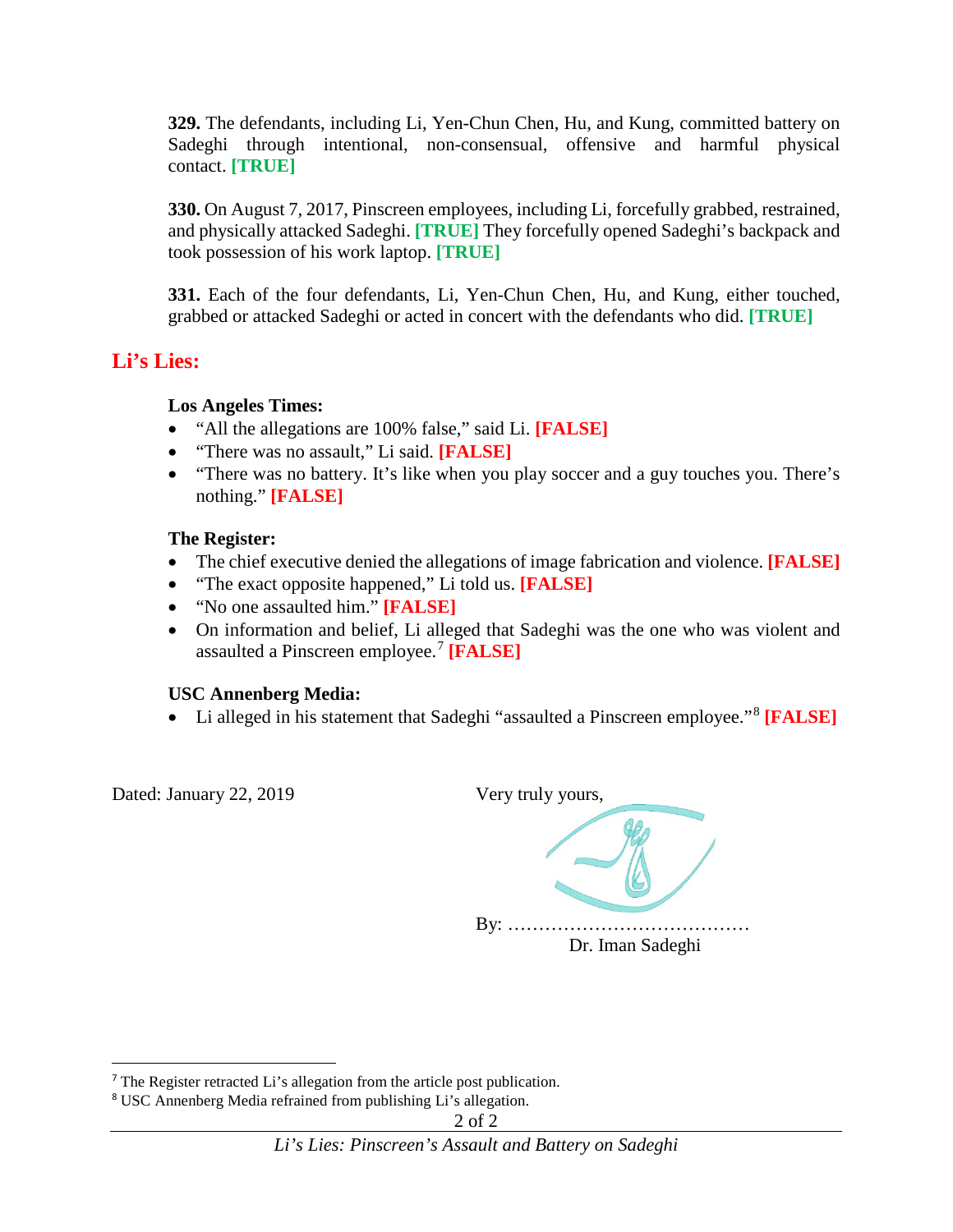**329.** The defendants, including Li, Yen-Chun Chen, Hu, and Kung, committed battery on Sadeghi through intentional, non-consensual, offensive and harmful physical contact. **[TRUE]**

**330.** On August 7, 2017, Pinscreen employees, including Li, forcefully grabbed, restrained, and physically attacked Sadeghi. **[TRUE]** They forcefully opened Sadeghi's backpack and took possession of his work laptop. **[TRUE]**

**331.** Each of the four defendants, Li, Yen-Chun Chen, Hu, and Kung, either touched, grabbed or attacked Sadeghi or acted in concert with the defendants who did. **[TRUE]**

## Li's Lies:

**Los Angeles Times:**

- "All the allegations are 100% false," said Li. **[FALSE]**
- "There was no assault," Li said. **[FALSE]**
- "There was no battery. It's like when you play soccer and a guy touches you. There's nothing." **[FALSE]**

**The Register:**

- The chief executive denied the allegations of image fabrication and violence. **[FALSE]**
- "The exact opposite happened," Li told us. **[FALSE]**
- "No one assaulted him." **[FALSE]**
- On information and belief, Li alleged that Sadeghi was the one who was violent and assaulted a Pinscreen employee.[7] **[FALSE]**

**USC Annenberg Media:**

- Li alleged in his statement that Sadeghi "assaulted a Pinscreen employee."[8] **[FALSE]**

Dated: January 22, 2019

Very truly yours,

By: ……………………………………
Dr. Iman Sadeghi

[7] The Register retracted Li's allegation from the article post publication.

[8] USC Annenberg Media refrained from publishing Li's allegation.